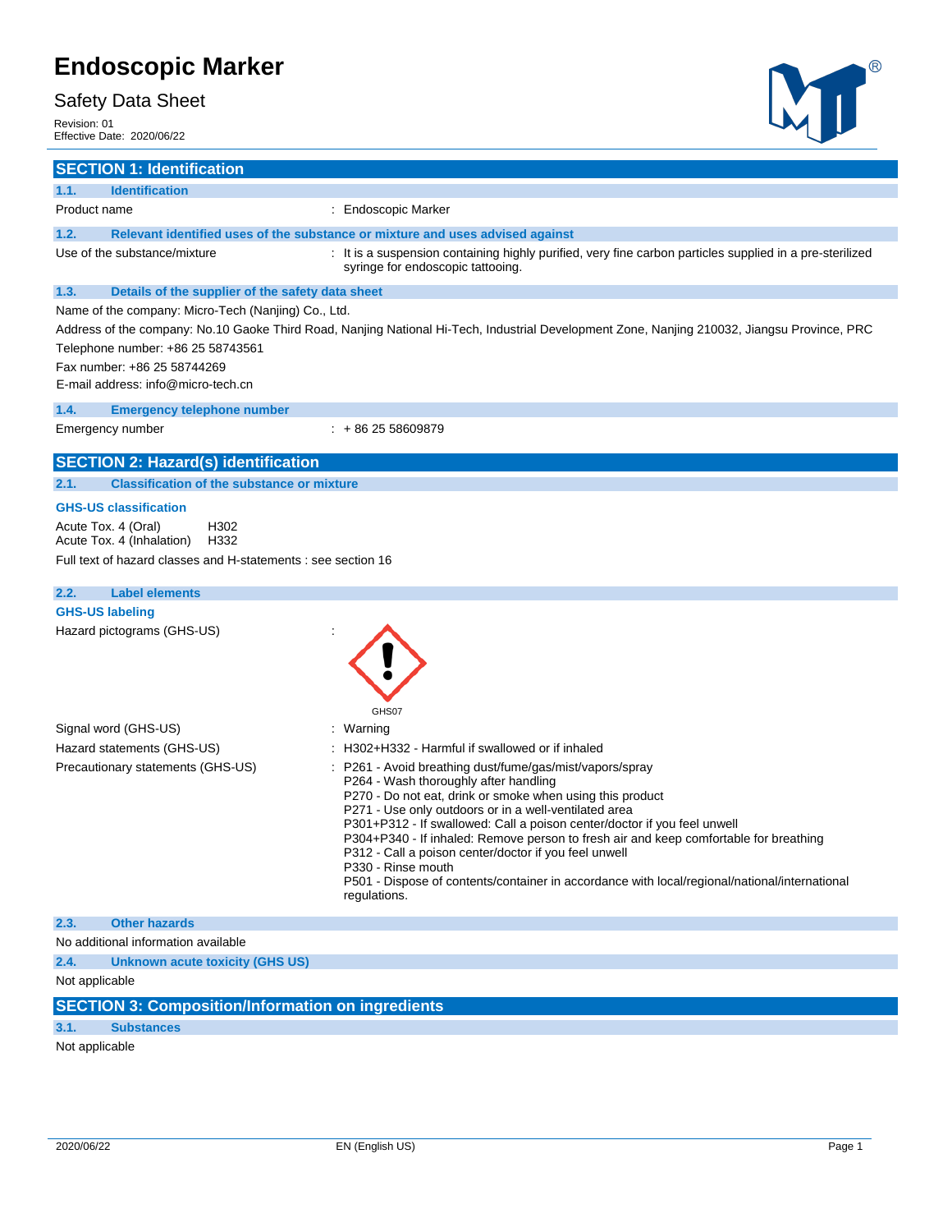# Endoscopic Marker

Safety Data Sheet

Revision: 01
Effective Date: 2020/06/22

## SECTION 1: Identification

### 1.1. Identification

Product name : Endoscopic Marker

### 1.2. Relevant identified uses of the substance or mixture and uses advised against

Use of the substance/mixture : It is a suspension containing highly purified, very fine carbon particles supplied in a pre-sterilized syringe for endoscopic tattooing.

### 1.3. Details of the supplier of the safety data sheet

Name of the company: Micro-Tech (Nanjing) Co., Ltd.

Address of the company: No.10 Gaoke Third Road, Nanjing National Hi-Tech, Industrial Development Zone, Nanjing 210032, Jiangsu Province, PRC

Telephone number: +86 25 58743561

Fax number: +86 25 58744269

E-mail address: info@micro-tech.cn

### 1.4. Emergency telephone number

Emergency number : + 86 25 58609879

## SECTION 2: Hazard(s) identification

### 2.1. Classification of the substance or mixture

**GHS-US classification**

Acute Tox. 4 (Oral) H302
Acute Tox. 4 (Inhalation) H332

Full text of hazard classes and H-statements : see section 16

### 2.2. Label elements

**GHS-US labeling**

Hazard pictograms (GHS-US) :

GHS07

Signal word (GHS-US) : Warning

Hazard statements (GHS-US) : H302+H332 - Harmful if swallowed or if inhaled

Precautionary statements (GHS-US) :
- P261 - Avoid breathing dust/fume/gas/mist/vapors/spray
- P264 - Wash thoroughly after handling
- P270 - Do not eat, drink or smoke when using this product
- P271 - Use only outdoors or in a well-ventilated area
- P301+P312 - If swallowed: Call a poison center/doctor if you feel unwell
- P304+P340 - If inhaled: Remove person to fresh air and keep comfortable for breathing
- P312 - Call a poison center/doctor if you feel unwell
- P330 - Rinse mouth
- P501 - Dispose of contents/container in accordance with local/regional/national/international regulations.

### 2.3. Other hazards

No additional information available

### 2.4. Unknown acute toxicity (GHS US)

Not applicable

## SECTION 3: Composition/Information on ingredients

### 3.1. Substances

Not applicable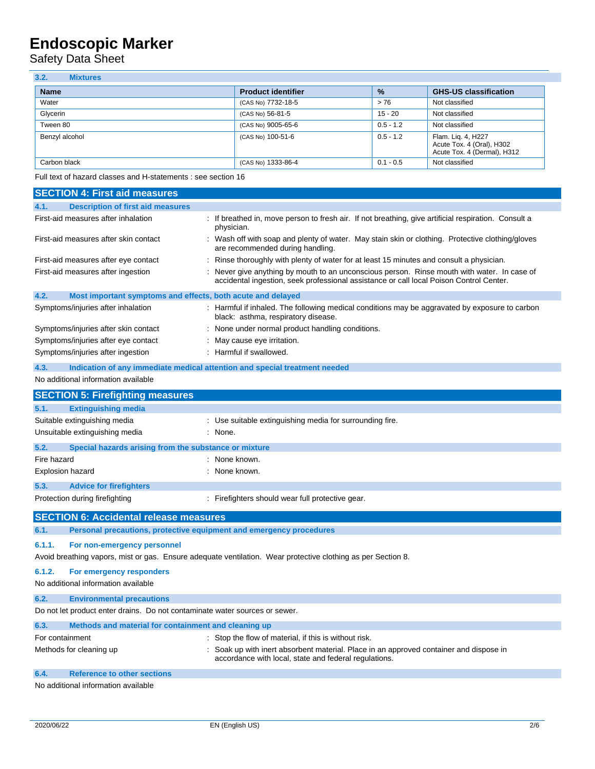### 3.2. Mixtures

| Name | Product identifier | % | GHS-US classification |
|---|---|---|---|
| Water | (CAS No) 7732-18-5 | > 76 | Not classified |
| Glycerin | (CAS No) 56-81-5 | 15 - 20 | Not classified |
| Tween 80 | (CAS No) 9005-65-6 | 0.5 - 1.2 | Not classified |
| Benzyl alcohol | (CAS No) 100-51-6 | 0.5 - 1.2 | Flam. Liq. 4, H227<br>Acute Tox. 4 (Oral), H302<br>Acute Tox. 4 (Dermal), H312 |
| Carbon black | (CAS No) 1333-86-4 | 0.1 - 0.5 | Not classified |

Full text of hazard classes and H-statements : see section 16

## SECTION 4: First aid measures

### 4.1. Description of first aid measures

First-aid measures after inhalation : If breathed in, move person to fresh air. If not breathing, give artificial respiration. Consult a physician.

First-aid measures after skin contact : Wash off with soap and plenty of water. May stain skin or clothing. Protective clothing/gloves are recommended during handling.

First-aid measures after eye contact : Rinse thoroughly with plenty of water for at least 15 minutes and consult a physician.

First-aid measures after ingestion : Never give anything by mouth to an unconscious person. Rinse mouth with water. In case of accidental ingestion, seek professional assistance or call local Poison Control Center.

### 4.2. Most important symptoms and effects, both acute and delayed

Symptoms/injuries after inhalation : Harmful if inhaled. The following medical conditions may be aggravated by exposure to carbon black: asthma, respiratory disease.

Symptoms/injuries after skin contact : None under normal product handling conditions.

Symptoms/injuries after eye contact : May cause eye irritation.

Symptoms/injuries after ingestion : Harmful if swallowed.

### 4.3. Indication of any immediate medical attention and special treatment needed

No additional information available

## SECTION 5: Firefighting measures

### 5.1. Extinguishing media

Suitable extinguishing media : Use suitable extinguishing media for surrounding fire.

Unsuitable extinguishing media : None.

### 5.2. Special hazards arising from the substance or mixture

Fire hazard : None known.

Explosion hazard : None known.

### 5.3. Advice for firefighters

Protection during firefighting : Firefighters should wear full protective gear.

## SECTION 6: Accidental release measures

### 6.1. Personal precautions, protective equipment and emergency procedures

#### 6.1.1. For non-emergency personnel

Avoid breathing vapors, mist or gas. Ensure adequate ventilation. Wear protective clothing as per Section 8.

#### 6.1.2. For emergency responders

No additional information available

### 6.2. Environmental precautions

Do not let product enter drains. Do not contaminate water sources or sewer.

### 6.3. Methods and material for containment and cleaning up

For containment : Stop the flow of material, if this is without risk.

Methods for cleaning up : Soak up with inert absorbent material. Place in an approved container and dispose in accordance with local, state and federal regulations.

### 6.4. Reference to other sections

No additional information available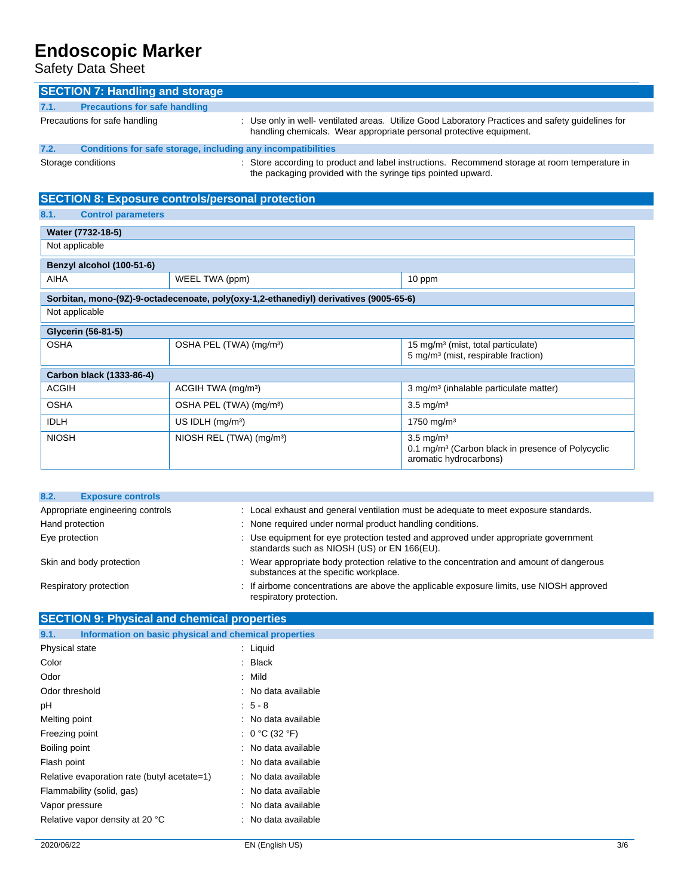## SECTION 7: Handling and storage

### 7.1. Precautions for safe handling

Precautions for safe handling : Use only in well- ventilated areas. Utilize Good Laboratory Practices and safety guidelines for handling chemicals. Wear appropriate personal protective equipment.

### 7.2. Conditions for safe storage, including any incompatibilities

Storage conditions : Store according to product and label instructions. Recommend storage at room temperature in the packaging provided with the syringe tips pointed upward.

## SECTION 8: Exposure controls/personal protection

### 8.1. Control parameters

| **Water (7732-18-5)** | | |
|---|---|---|
| Not applicable | | |

| **Benzyl alcohol (100-51-6)** | | |
|---|---|---|
| AIHA | WEEL TWA (ppm) | 10 ppm |

| **Sorbitan, mono-(9Z)-9-octadecenoate, poly(oxy-1,2-ethanediyl) derivatives (9005-65-6)** | | |
|---|---|---|
| Not applicable | | |

| **Glycerin (56-81-5)** | | |
|---|---|---|
| OSHA | OSHA PEL (TWA) (mg/m³) | 15 mg/m³ (mist, total particulate)<br>5 mg/m³ (mist, respirable fraction) |

| **Carbon black (1333-86-4)** | | |
|---|---|---|
| ACGIH | ACGIH TWA (mg/m³) | 3 mg/m³ (inhalable particulate matter) |
| OSHA | OSHA PEL (TWA) (mg/m³) | 3.5 mg/m³ |
| IDLH | US IDLH (mg/m³) | 1750 mg/m³ |
| NIOSH | NIOSH REL (TWA) (mg/m³) | 3.5 mg/m³<br>0.1 mg/m³ (Carbon black in presence of Polycyclic aromatic hydrocarbons) |

### 8.2. Exposure controls

Appropriate engineering controls : Local exhaust and general ventilation must be adequate to meet exposure standards.

Hand protection : None required under normal product handling conditions.

Eye protection : Use equipment for eye protection tested and approved under appropriate government standards such as NIOSH (US) or EN 166(EU).

Skin and body protection : Wear appropriate body protection relative to the concentration and amount of dangerous substances at the specific workplace.

Respiratory protection : If airborne concentrations are above the applicable exposure limits, use NIOSH approved respiratory protection.

## SECTION 9: Physical and chemical properties

### 9.1. Information on basic physical and chemical properties

Physical state : Liquid

Color : Black

Odor : Mild

Odor threshold : No data available

pH : 5 - 8

Melting point : No data available

Freezing point : 0 °C (32 °F)

Boiling point : No data available

Flash point : No data available

Relative evaporation rate (butyl acetate=1) : No data available

Flammability (solid, gas) : No data available

Vapor pressure : No data available

Relative vapor density at 20 °C : No data available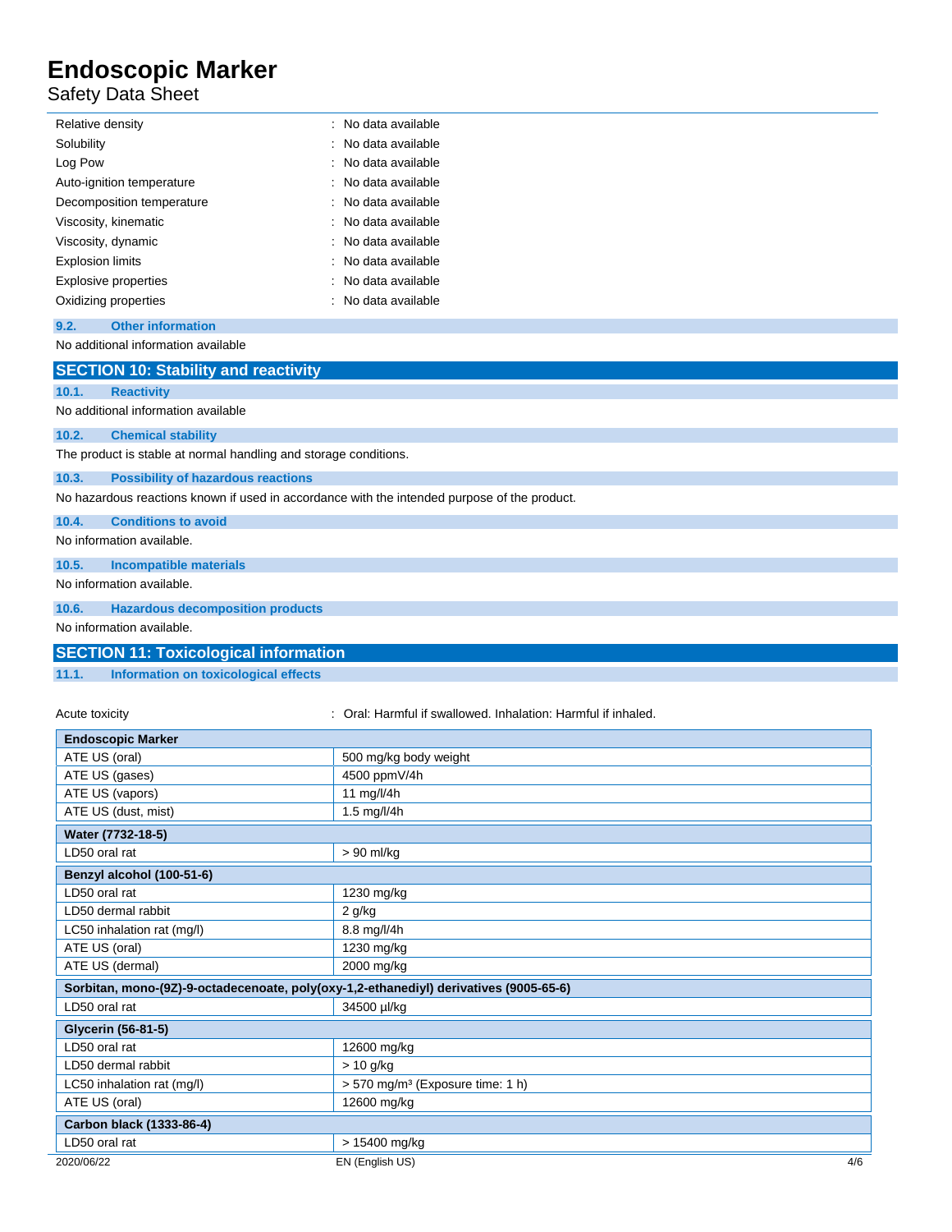| | |
|---|---|
| Relative density | : No data available |
| Solubility | : No data available |
| Log Pow | : No data available |
| Auto-ignition temperature | : No data available |
| Decomposition temperature | : No data available |
| Viscosity, kinematic | : No data available |
| Viscosity, dynamic | : No data available |
| Explosion limits | : No data available |
| Explosive properties | : No data available |
| Oxidizing properties | : No data available |

### 9.2. Other information

No additional information available

## SECTION 10: Stability and reactivity

### 10.1. Reactivity

No additional information available

### 10.2. Chemical stability

The product is stable at normal handling and storage conditions.

### 10.3. Possibility of hazardous reactions

No hazardous reactions known if used in accordance with the intended purpose of the product.

### 10.4. Conditions to avoid

No information available.

### 10.5. Incompatible materials

No information available.

### 10.6. Hazardous decomposition products

No information available.

## SECTION 11: Toxicological information

### 11.1. Information on toxicological effects

Acute toxicity : Oral: Harmful if swallowed. Inhalation: Harmful if inhaled.

| Endoscopic Marker | |
|---|---|
| ATE US (oral) | 500 mg/kg body weight |
| ATE US (gases) | 4500 ppmV/4h |
| ATE US (vapors) | 11 mg/l/4h |
| ATE US (dust, mist) | 1.5 mg/l/4h |
| **Water (7732-18-5)** | |
| LD50 oral rat | > 90 ml/kg |
| **Benzyl alcohol (100-51-6)** | |
| LD50 oral rat | 1230 mg/kg |
| LD50 dermal rabbit | 2 g/kg |
| LC50 inhalation rat (mg/l) | 8.8 mg/l/4h |
| ATE US (oral) | 1230 mg/kg |
| ATE US (dermal) | 2000 mg/kg |
| **Sorbitan, mono-(9Z)-9-octadecenoate, poly(oxy-1,2-ethanediyl) derivatives (9005-65-6)** | |
| LD50 oral rat | 34500 µl/kg |
| **Glycerin (56-81-5)** | |
| LD50 oral rat | 12600 mg/kg |
| LD50 dermal rabbit | > 10 g/kg |
| LC50 inhalation rat (mg/l) | > 570 mg/m³ (Exposure time: 1 h) |
| ATE US (oral) | 12600 mg/kg |
| **Carbon black (1333-86-4)** | |
| LD50 oral rat | > 15400 mg/kg |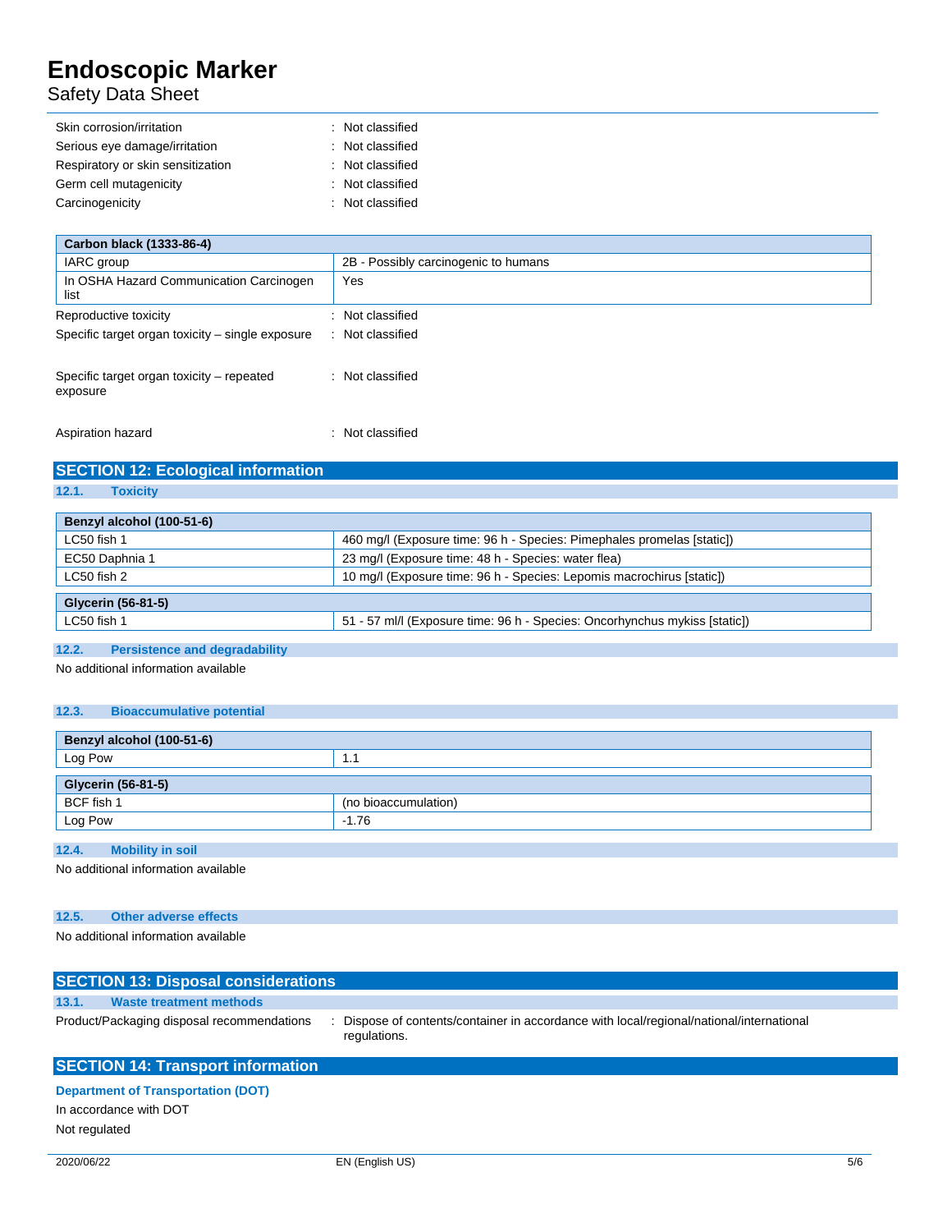| | |
|---|---|
| Skin corrosion/irritation | : Not classified |
| Serious eye damage/irritation | : Not classified |
| Respiratory or skin sensitization | : Not classified |
| Germ cell mutagenicity | : Not classified |
| Carcinogenicity | : Not classified |

| Carbon black (1333-86-4) | |
|---|---|
| IARC group | 2B - Possibly carcinogenic to humans |
| In OSHA Hazard Communication Carcinogen list | Yes |

| | |
|---|---|
| Reproductive toxicity | : Not classified |
| Specific target organ toxicity – single exposure | : Not classified |
| Specific target organ toxicity – repeated exposure | : Not classified |
| Aspiration hazard | : Not classified |

## SECTION 12: Ecological information

### 12.1. Toxicity

| Benzyl alcohol (100-51-6) | |
|---|---|
| LC50 fish 1 | 460 mg/l (Exposure time: 96 h - Species: Pimephales promelas [static]) |
| EC50 Daphnia 1 | 23 mg/l (Exposure time: 48 h - Species: water flea) |
| LC50 fish 2 | 10 mg/l (Exposure time: 96 h - Species: Lepomis macrochirus [static]) |

| Glycerin (56-81-5) | |
|---|---|
| LC50 fish 1 | 51 - 57 ml/l (Exposure time: 96 h - Species: Oncorhynchus mykiss [static]) |

### 12.2. Persistence and degradability

No additional information available

### 12.3. Bioaccumulative potential

| Benzyl alcohol (100-51-6) | |
|---|---|
| Log Pow | 1.1 |

| Glycerin (56-81-5) | |
|---|---|
| BCF fish 1 | (no bioaccumulation) |
| Log Pow | -1.76 |

### 12.4. Mobility in soil

No additional information available

### 12.5. Other adverse effects

No additional information available

## SECTION 13: Disposal considerations

### 13.1. Waste treatment methods

Product/Packaging disposal recommendations : Dispose of contents/container in accordance with local/regional/national/international regulations.

## SECTION 14: Transport information

**Department of Transportation (DOT)**

In accordance with DOT

Not regulated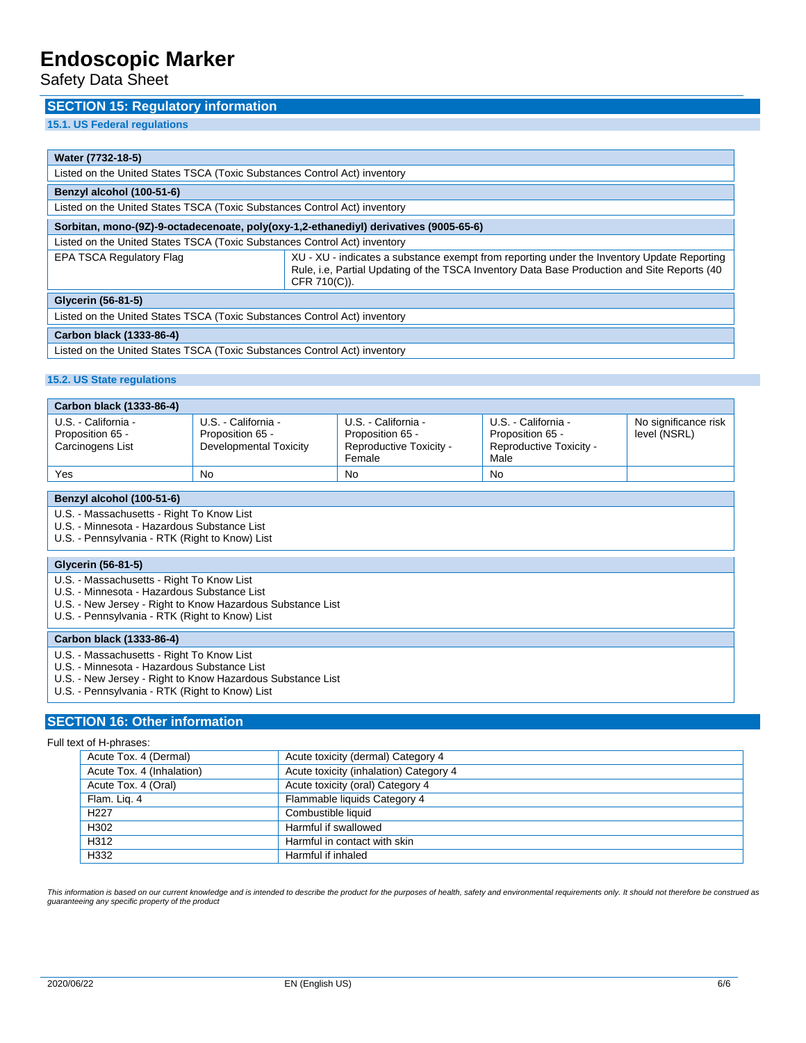## SECTION 15: Regulatory information

### 15.1. US Federal regulations

| | |
|---|---|
| **Water (7732-18-5)** | |
| Listed on the United States TSCA (Toxic Substances Control Act) inventory | |
| **Benzyl alcohol (100-51-6)** | |
| Listed on the United States TSCA (Toxic Substances Control Act) inventory | |
| **Sorbitan, mono-(9Z)-9-octadecenoate, poly(oxy-1,2-ethanediyl) derivatives (9005-65-6)** | |
| Listed on the United States TSCA (Toxic Substances Control Act) inventory | |
| EPA TSCA Regulatory Flag | XU - XU - indicates a substance exempt from reporting under the Inventory Update Reporting Rule, i.e, Partial Updating of the TSCA Inventory Data Base Production and Site Reports (40 CFR 710(C)). |
| **Glycerin (56-81-5)** | |
| Listed on the United States TSCA (Toxic Substances Control Act) inventory | |
| **Carbon black (1333-86-4)** | |
| Listed on the United States TSCA (Toxic Substances Control Act) inventory | |

### 15.2. US State regulations

**Carbon black (1333-86-4)**

| U.S. - California - Proposition 65 - Carcinogens List | U.S. - California - Proposition 65 - Developmental Toxicity | U.S. - California - Proposition 65 - Reproductive Toxicity - Female | U.S. - California - Proposition 65 - Reproductive Toxicity - Male | No significance risk level (NSRL) |
|---|---|---|---|---|
| Yes | No | No | No | |

**Benzyl alcohol (100-51-6)**

U.S. - Massachusetts - Right To Know List
U.S. - Minnesota - Hazardous Substance List
U.S. - Pennsylvania - RTK (Right to Know) List

**Glycerin (56-81-5)**

U.S. - Massachusetts - Right To Know List
U.S. - Minnesota - Hazardous Substance List
U.S. - New Jersey - Right to Know Hazardous Substance List
U.S. - Pennsylvania - RTK (Right to Know) List

**Carbon black (1333-86-4)**

U.S. - Massachusetts - Right To Know List
U.S. - Minnesota - Hazardous Substance List
U.S. - New Jersey - Right to Know Hazardous Substance List
U.S. - Pennsylvania - RTK (Right to Know) List

## SECTION 16: Other information

Full text of H-phrases:

| | |
|---|---|
| Acute Tox. 4 (Dermal) | Acute toxicity (dermal) Category 4 |
| Acute Tox. 4 (Inhalation) | Acute toxicity (inhalation) Category 4 |
| Acute Tox. 4 (Oral) | Acute toxicity (oral) Category 4 |
| Flam. Liq. 4 | Flammable liquids Category 4 |
| H227 | Combustible liquid |
| H302 | Harmful if swallowed |
| H312 | Harmful in contact with skin |
| H332 | Harmful if inhaled |

*This information is based on our current knowledge and is intended to describe the product for the purposes of health, safety and environmental requirements only. It should not therefore be construed as guaranteeing any specific property of the product*